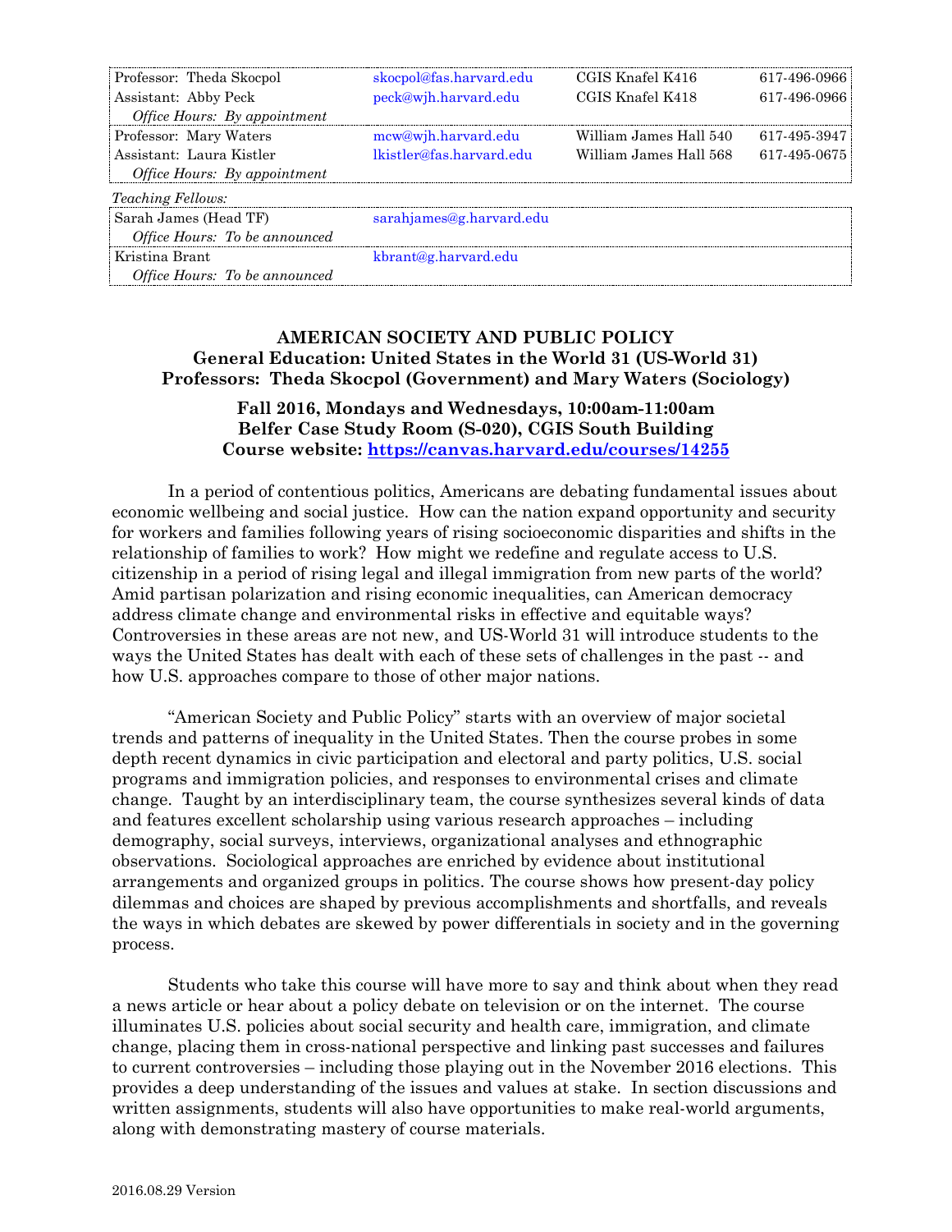| | | | |
|---|---|---|---|
| Professor: Theda Skocpol | skocpol@fas.harvard.edu | CGIS Knafel K416 | 617-496-0966 |
| Assistant: Abby Peck | peck@wjh.harvard.edu | CGIS Knafel K418 | 617-496-0966 |
| *Office Hours: By appointment* | | | |
| Professor: Mary Waters | mcw@wjh.harvard.edu | William James Hall 540 | 617-495-3947 |
| Assistant: Laura Kistler | lkistler@fas.harvard.edu | William James Hall 568 | 617-495-0675 |
| *Office Hours: By appointment* | | | |
| *Teaching Fellows:* | | | |
| Sarah James (Head TF) | sarahjames@g.harvard.edu | | |
| *Office Hours: To be announced* | | | |
| Kristina Brant | kbrant@g.harvard.edu | | |
| *Office Hours: To be announced* | | | |

# AMERICAN SOCIETY AND PUBLIC POLICY
## General Education: United States in the World 31 (US-World 31)
## Professors: Theda Skocpol (Government) and Mary Waters (Sociology)

**Fall 2016, Mondays and Wednesdays, 10:00am-11:00am**
**Belfer Case Study Room (S-020), CGIS South Building**
**Course website: [https://canvas.harvard.edu/courses/14255](https://canvas.harvard.edu/courses/14255)**

In a period of contentious politics, Americans are debating fundamental issues about economic wellbeing and social justice. How can the nation expand opportunity and security for workers and families following years of rising socioeconomic disparities and shifts in the relationship of families to work? How might we redefine and regulate access to U.S. citizenship in a period of rising legal and illegal immigration from new parts of the world? Amid partisan polarization and rising economic inequalities, can American democracy address climate change and environmental risks in effective and equitable ways? Controversies in these areas are not new, and US-World 31 will introduce students to the ways the United States has dealt with each of these sets of challenges in the past -- and how U.S. approaches compare to those of other major nations.

"American Society and Public Policy" starts with an overview of major societal trends and patterns of inequality in the United States. Then the course probes in some depth recent dynamics in civic participation and electoral and party politics, U.S. social programs and immigration policies, and responses to environmental crises and climate change. Taught by an interdisciplinary team, the course synthesizes several kinds of data and features excellent scholarship using various research approaches – including demography, social surveys, interviews, organizational analyses and ethnographic observations. Sociological approaches are enriched by evidence about institutional arrangements and organized groups in politics. The course shows how present-day policy dilemmas and choices are shaped by previous accomplishments and shortfalls, and reveals the ways in which debates are skewed by power differentials in society and in the governing process.

Students who take this course will have more to say and think about when they read a news article or hear about a policy debate on television or on the internet. The course illuminates U.S. policies about social security and health care, immigration, and climate change, placing them in cross-national perspective and linking past successes and failures to current controversies – including those playing out in the November 2016 elections. This provides a deep understanding of the issues and values at stake. In section discussions and written assignments, students will also have opportunities to make real-world arguments, along with demonstrating mastery of course materials.

2016.08.29 Version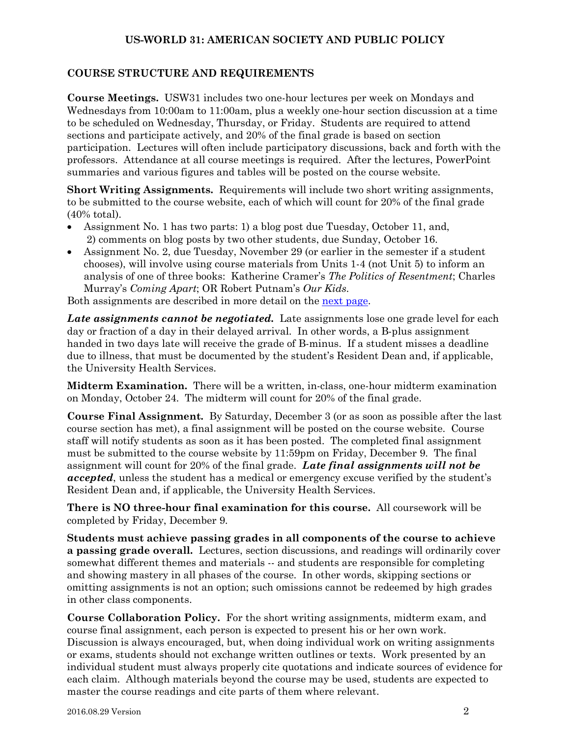# US-WORLD 31: AMERICAN SOCIETY AND PUBLIC POLICY

## COURSE STRUCTURE AND REQUIREMENTS

**Course Meetings.** USW31 includes two one-hour lectures per week on Mondays and Wednesdays from 10:00am to 11:00am, plus a weekly one-hour section discussion at a time to be scheduled on Wednesday, Thursday, or Friday. Students are required to attend sections and participate actively, and 20% of the final grade is based on section participation. Lectures will often include participatory discussions, back and forth with the professors. Attendance at all course meetings is required. After the lectures, PowerPoint summaries and various figures and tables will be posted on the course website.

**Short Writing Assignments.** Requirements will include two short writing assignments, to be submitted to the course website, each of which will count for 20% of the final grade (40% total).

- Assignment No. 1 has two parts: 1) a blog post due Tuesday, October 11, and, 2) comments on blog posts by two other students, due Sunday, October 16.
- Assignment No. 2, due Tuesday, November 29 (or earlier in the semester if a student chooses), will involve using course materials from Units 1-4 (not Unit 5) to inform an analysis of one of three books: Katherine Cramer's *The Politics of Resentment*; Charles Murray's *Coming Apart*; OR Robert Putnam's *Our Kids*.

Both assignments are described in more detail on the next page.

***Late assignments cannot be negotiated.*** Late assignments lose one grade level for each day or fraction of a day in their delayed arrival. In other words, a B-plus assignment handed in two days late will receive the grade of B-minus. If a student misses a deadline due to illness, that must be documented by the student's Resident Dean and, if applicable, the University Health Services.

**Midterm Examination.** There will be a written, in-class, one-hour midterm examination on Monday, October 24. The midterm will count for 20% of the final grade.

**Course Final Assignment.** By Saturday, December 3 (or as soon as possible after the last course section has met), a final assignment will be posted on the course website. Course staff will notify students as soon as it has been posted. The completed final assignment must be submitted to the course website by 11:59pm on Friday, December 9. The final assignment will count for 20% of the final grade. ***Late final assignments will not be accepted***, unless the student has a medical or emergency excuse verified by the student's Resident Dean and, if applicable, the University Health Services.

**There is NO three-hour final examination for this course.** All coursework will be completed by Friday, December 9.

**Students must achieve passing grades in all components of the course to achieve a passing grade overall.** Lectures, section discussions, and readings will ordinarily cover somewhat different themes and materials -- and students are responsible for completing and showing mastery in all phases of the course. In other words, skipping sections or omitting assignments is not an option; such omissions cannot be redeemed by high grades in other class components.

**Course Collaboration Policy.** For the short writing assignments, midterm exam, and course final assignment, each person is expected to present his or her own work. Discussion is always encouraged, but, when doing individual work on writing assignments or exams, students should not exchange written outlines or texts. Work presented by an individual student must always properly cite quotations and indicate sources of evidence for each claim. Although materials beyond the course may be used, students are expected to master the course readings and cite parts of them where relevant.

2016.08.29 Version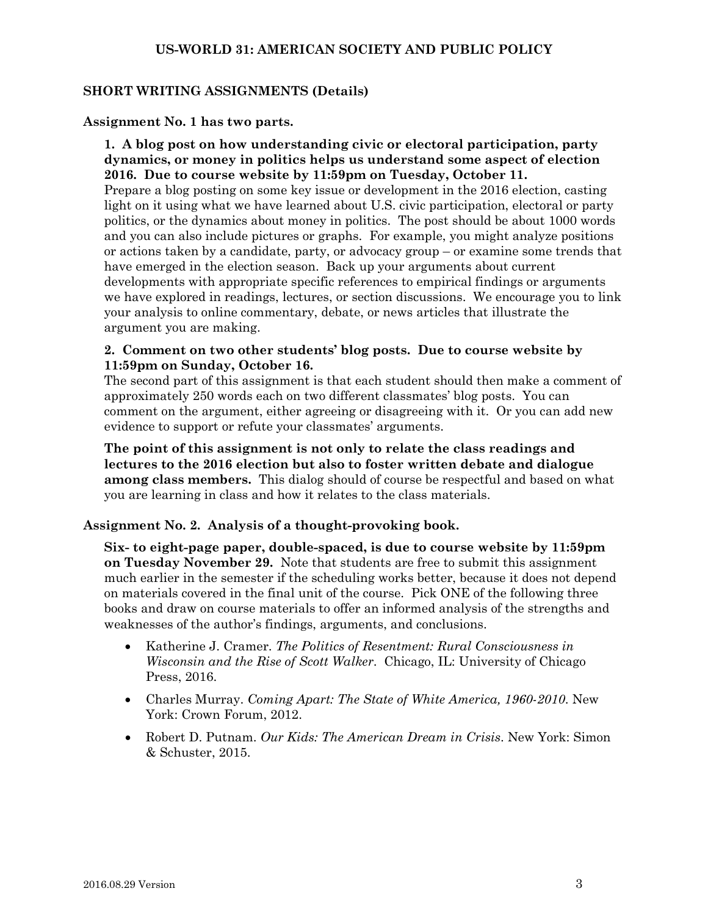## US-WORLD 31: AMERICAN SOCIETY AND PUBLIC POLICY

### SHORT WRITING ASSIGNMENTS (Details)

**Assignment No. 1 has two parts.**

**1. A blog post on how understanding civic or electoral participation, party dynamics, or money in politics helps us understand some aspect of election 2016. Due to course website by 11:59pm on Tuesday, October 11.**

Prepare a blog posting on some key issue or development in the 2016 election, casting light on it using what we have learned about U.S. civic participation, electoral or party politics, or the dynamics about money in politics. The post should be about 1000 words and you can also include pictures or graphs. For example, you might analyze positions or actions taken by a candidate, party, or advocacy group – or examine some trends that have emerged in the election season. Back up your arguments about current developments with appropriate specific references to empirical findings or arguments we have explored in readings, lectures, or section discussions. We encourage you to link your analysis to online commentary, debate, or news articles that illustrate the argument you are making.

**2. Comment on two other students' blog posts. Due to course website by 11:59pm on Sunday, October 16.**

The second part of this assignment is that each student should then make a comment of approximately 250 words each on two different classmates' blog posts. You can comment on the argument, either agreeing or disagreeing with it. Or you can add new evidence to support or refute your classmates' arguments.

**The point of this assignment is not only to relate the class readings and lectures to the 2016 election but also to foster written debate and dialogue among class members.** This dialog should of course be respectful and based on what you are learning in class and how it relates to the class materials.

**Assignment No. 2. Analysis of a thought-provoking book.**

**Six- to eight-page paper, double-spaced, is due to course website by 11:59pm on Tuesday November 29.** Note that students are free to submit this assignment much earlier in the semester if the scheduling works better, because it does not depend on materials covered in the final unit of the course. Pick ONE of the following three books and draw on course materials to offer an informed analysis of the strengths and weaknesses of the author's findings, arguments, and conclusions.

- Katherine J. Cramer. *The Politics of Resentment: Rural Consciousness in Wisconsin and the Rise of Scott Walker*. Chicago, IL: University of Chicago Press, 2016.
- Charles Murray. *Coming Apart: The State of White America, 1960-2010*. New York: Crown Forum, 2012.
- Robert D. Putnam. *Our Kids: The American Dream in Crisis*. New York: Simon & Schuster, 2015.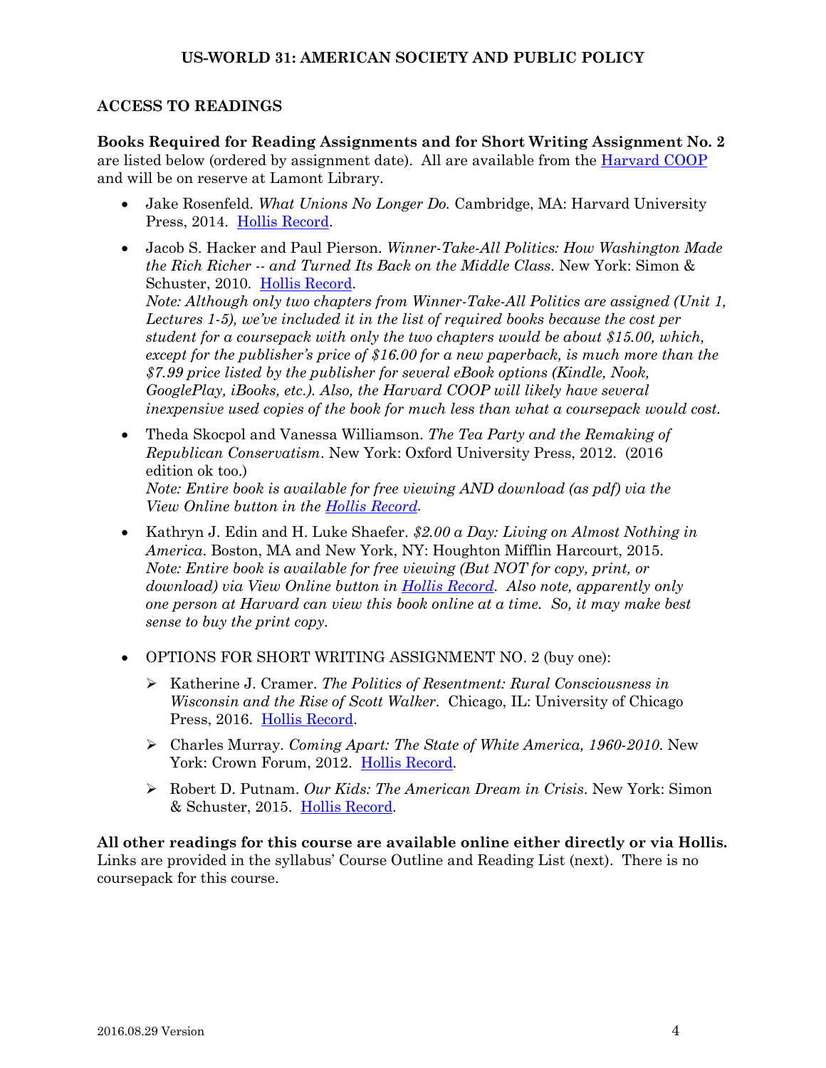# US-WORLD 31: AMERICAN SOCIETY AND PUBLIC POLICY

## ACCESS TO READINGS

**Books Required for Reading Assignments and for Short Writing Assignment No. 2** are listed below (ordered by assignment date). All are available from the Harvard COOP and will be on reserve at Lamont Library.

- Jake Rosenfeld. *What Unions No Longer Do.* Cambridge, MA: Harvard University Press, 2014. Hollis Record.
- Jacob S. Hacker and Paul Pierson. *Winner-Take-All Politics: How Washington Made the Rich Richer -- and Turned Its Back on the Middle Class.* New York: Simon & Schuster, 2010. Hollis Record.
  *Note: Although only two chapters from Winner-Take-All Politics are assigned (Unit 1, Lectures 1-5), we've included it in the list of required books because the cost per student for a coursepack with only the two chapters would be about $15.00, which, except for the publisher's price of $16.00 for a new paperback, is much more than the $7.99 price listed by the publisher for several eBook options (Kindle, Nook, GooglePlay, iBooks, etc.). Also, the Harvard COOP will likely have several inexpensive used copies of the book for much less than what a coursepack would cost.*
- Theda Skocpol and Vanessa Williamson. *The Tea Party and the Remaking of Republican Conservatism*. New York: Oxford University Press, 2012. (2016 edition ok too.)
  *Note: Entire book is available for free viewing AND download (as pdf) via the View Online button in the Hollis Record.*
- Kathryn J. Edin and H. Luke Shaefer. *$2.00 a Day: Living on Almost Nothing in America*. Boston, MA and New York, NY: Houghton Mifflin Harcourt, 2015.
  *Note: Entire book is available for free viewing (But NOT for copy, print, or download) via View Online button in Hollis Record. Also note, apparently only one person at Harvard can view this book online at a time. So, it may make best sense to buy the print copy.*
- OPTIONS FOR SHORT WRITING ASSIGNMENT NO. 2 (buy one):
  - Katherine J. Cramer. *The Politics of Resentment: Rural Consciousness in Wisconsin and the Rise of Scott Walker*. Chicago, IL: University of Chicago Press, 2016. Hollis Record.
  - Charles Murray. *Coming Apart: The State of White America, 1960-2010*. New York: Crown Forum, 2012. Hollis Record.
  - Robert D. Putnam. *Our Kids: The American Dream in Crisis*. New York: Simon & Schuster, 2015. Hollis Record.

**All other readings for this course are available online either directly or via Hollis.** Links are provided in the syllabus' Course Outline and Reading List (next). There is no coursepack for this course.

2016.08.29 Version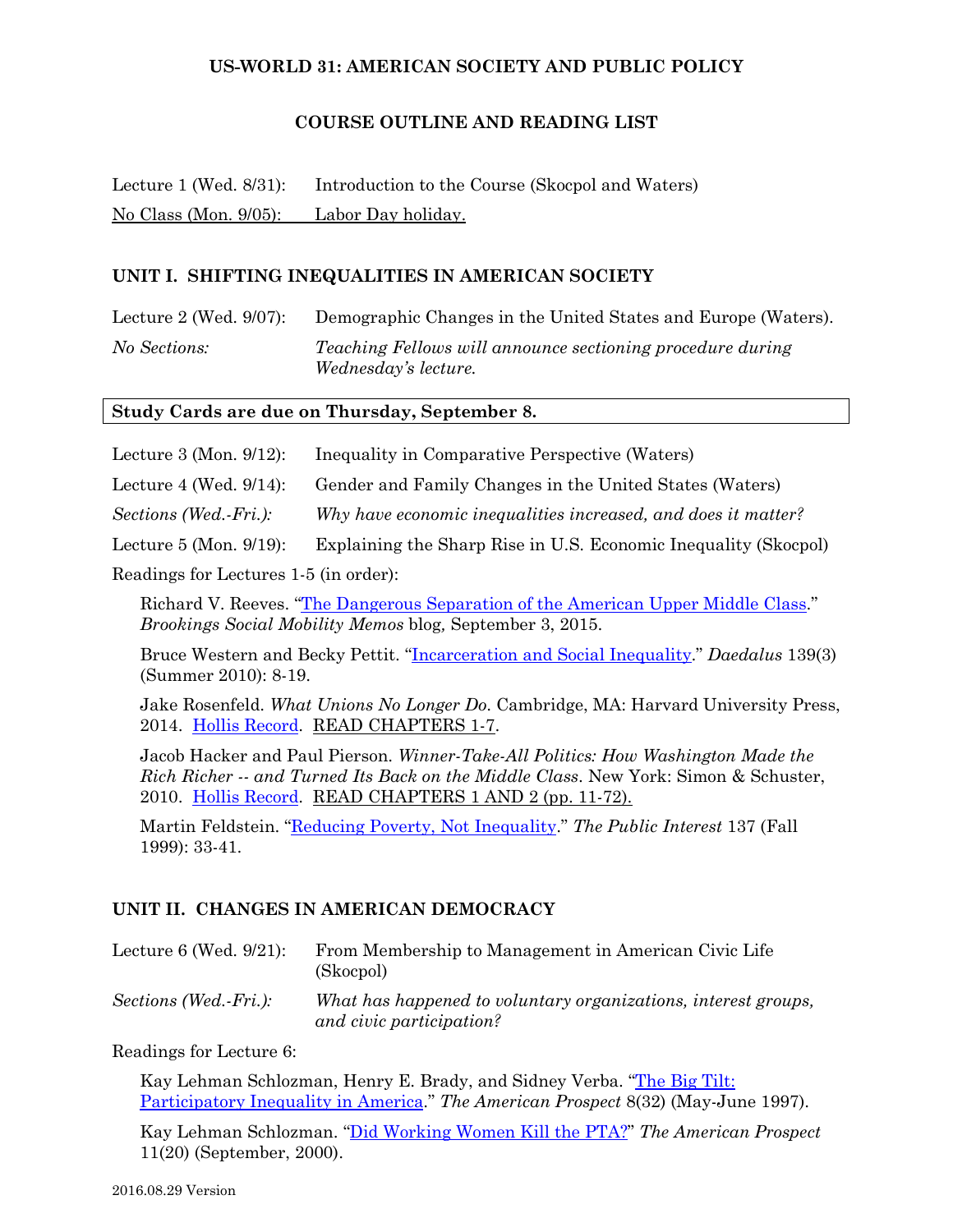**US-WORLD 31: AMERICAN SOCIETY AND PUBLIC POLICY**

**COURSE OUTLINE AND READING LIST**

Lecture 1 (Wed. 8/31): Introduction to the Course (Skocpol and Waters)

No Class (Mon. 9/05): Labor Day holiday.

## UNIT I. SHIFTING INEQUALITIES IN AMERICAN SOCIETY

Lecture 2 (Wed. 9/07): Demographic Changes in the United States and Europe (Waters).

*No Sections:* *Teaching Fellows will announce sectioning procedure during Wednesday's lecture.*

**Study Cards are due on Thursday, September 8.**

Lecture 3 (Mon. 9/12): Inequality in Comparative Perspective (Waters)

Lecture 4 (Wed. 9/14): Gender and Family Changes in the United States (Waters)

*Sections (Wed.-Fri.):* *Why have economic inequalities increased, and does it matter?*

Lecture 5 (Mon. 9/19): Explaining the Sharp Rise in U.S. Economic Inequality (Skocpol)

Readings for Lectures 1-5 (in order):

Richard V. Reeves. "The Dangerous Separation of the American Upper Middle Class." *Brookings Social Mobility Memos* blog, September 3, 2015.

Bruce Western and Becky Pettit. "Incarceration and Social Inequality." *Daedalus* 139(3) (Summer 2010): 8-19.

Jake Rosenfeld. *What Unions No Longer Do*. Cambridge, MA: Harvard University Press, 2014. Hollis Record. READ CHAPTERS 1-7.

Jacob Hacker and Paul Pierson. *Winner-Take-All Politics: How Washington Made the Rich Richer -- and Turned Its Back on the Middle Class*. New York: Simon & Schuster, 2010. Hollis Record. READ CHAPTERS 1 AND 2 (pp. 11-72).

Martin Feldstein. "Reducing Poverty, Not Inequality." *The Public Interest* 137 (Fall 1999): 33-41.

## UNIT II. CHANGES IN AMERICAN DEMOCRACY

Lecture 6 (Wed. 9/21): From Membership to Management in American Civic Life (Skocpol)

*Sections (Wed.-Fri.):* *What has happened to voluntary organizations, interest groups, and civic participation?*

Readings for Lecture 6:

Kay Lehman Schlozman, Henry E. Brady, and Sidney Verba. "The Big Tilt: Participatory Inequality in America." *The American Prospect* 8(32) (May-June 1997).

Kay Lehman Schlozman. "Did Working Women Kill the PTA?" *The American Prospect* 11(20) (September, 2000).

2016.08.29 Version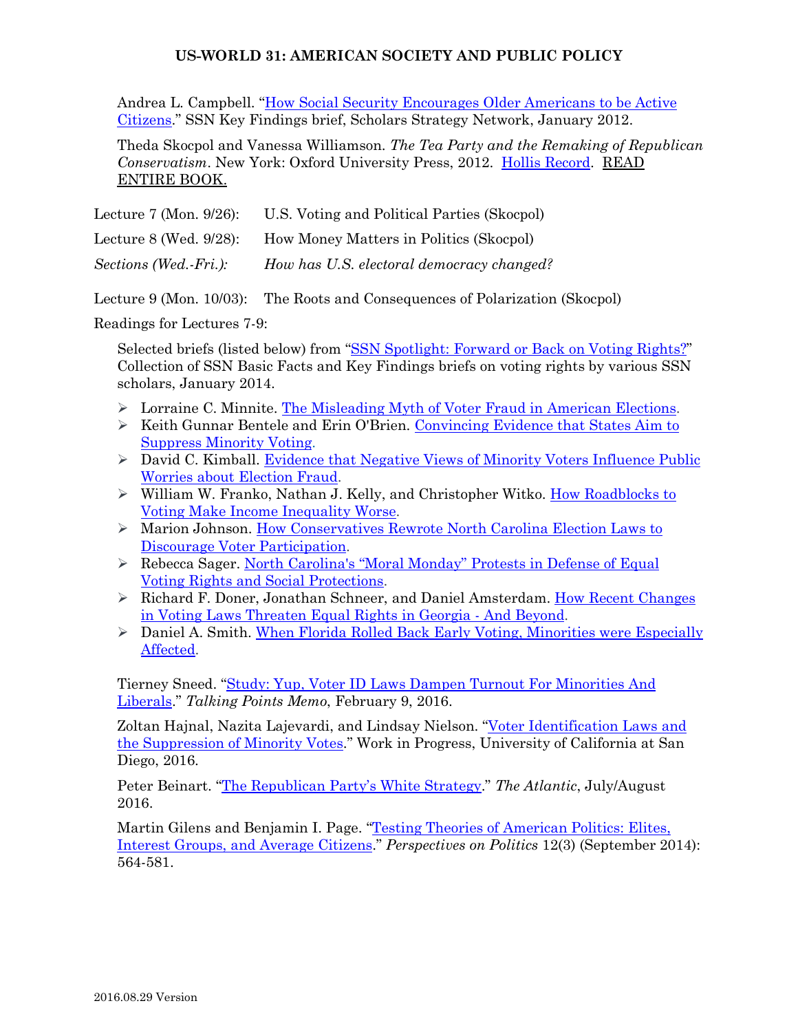Andrea L. Campbell. "How Social Security Encourages Older Americans to be Active Citizens." SSN Key Findings brief, Scholars Strategy Network, January 2012.

Theda Skocpol and Vanessa Williamson. *The Tea Party and the Remaking of Republican Conservatism*. New York: Oxford University Press, 2012. Hollis Record. READ ENTIRE BOOK.

Lecture 7 (Mon. 9/26): U.S. Voting and Political Parties (Skocpol)

Lecture 8 (Wed. 9/28): How Money Matters in Politics (Skocpol)

*Sections (Wed.-Fri.): How has U.S. electoral democracy changed?*

Lecture 9 (Mon. 10/03): The Roots and Consequences of Polarization (Skocpol)

Readings for Lectures 7-9:

Selected briefs (listed below) from "SSN Spotlight: Forward or Back on Voting Rights?" Collection of SSN Basic Facts and Key Findings briefs on voting rights by various SSN scholars, January 2014.

- Lorraine C. Minnite. The Misleading Myth of Voter Fraud in American Elections.
- Keith Gunnar Bentele and Erin O'Brien. Convincing Evidence that States Aim to Suppress Minority Voting.
- David C. Kimball. Evidence that Negative Views of Minority Voters Influence Public Worries about Election Fraud.
- William W. Franko, Nathan J. Kelly, and Christopher Witko. How Roadblocks to Voting Make Income Inequality Worse.
- Marion Johnson. How Conservatives Rewrote North Carolina Election Laws to Discourage Voter Participation.
- Rebecca Sager. North Carolina's "Moral Monday" Protests in Defense of Equal Voting Rights and Social Protections.
- Richard F. Doner, Jonathan Schneer, and Daniel Amsterdam. How Recent Changes in Voting Laws Threaten Equal Rights in Georgia - And Beyond.
- Daniel A. Smith. When Florida Rolled Back Early Voting, Minorities were Especially Affected.

Tierney Sneed. "Study: Yup, Voter ID Laws Dampen Turnout For Minorities And Liberals." *Talking Points Memo*, February 9, 2016.

Zoltan Hajnal, Nazita Lajevardi, and Lindsay Nielson. "Voter Identification Laws and the Suppression of Minority Votes." Work in Progress, University of California at San Diego, 2016.

Peter Beinart. "The Republican Party's White Strategy." *The Atlantic*, July/August 2016.

Martin Gilens and Benjamin I. Page. "Testing Theories of American Politics: Elites, Interest Groups, and Average Citizens." *Perspectives on Politics* 12(3) (September 2014): 564-581.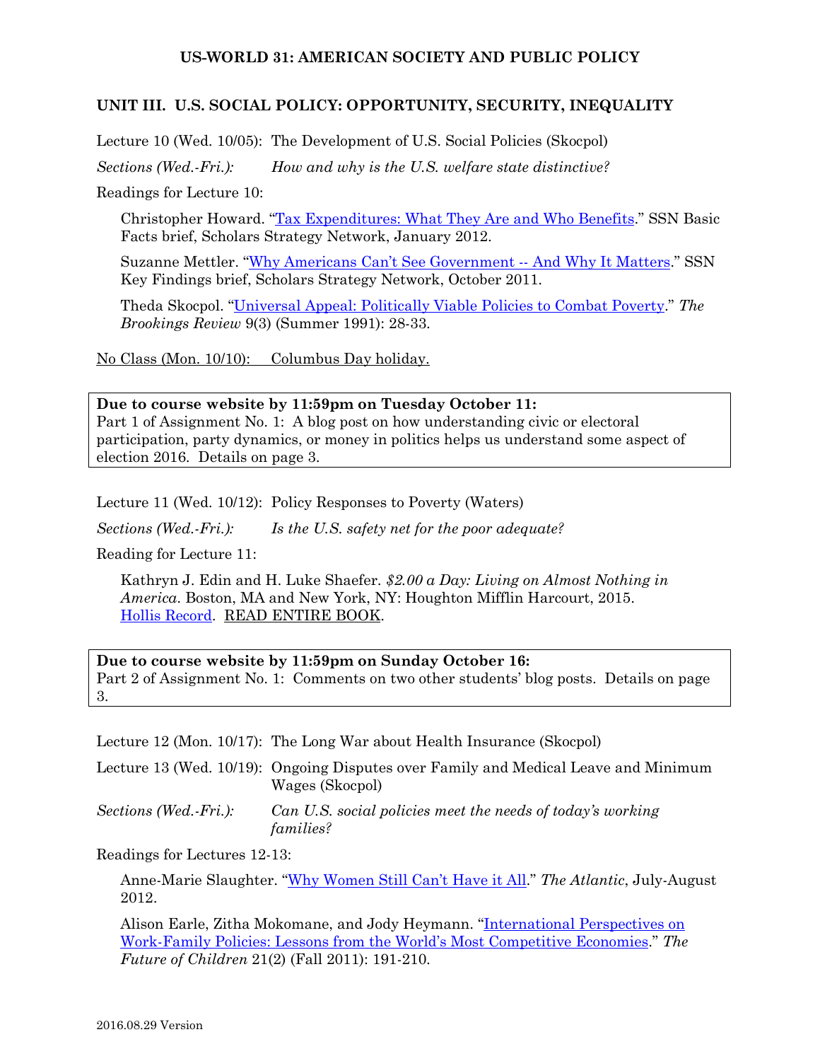# US-WORLD 31: AMERICAN SOCIETY AND PUBLIC POLICY

## UNIT III. U.S. SOCIAL POLICY: OPPORTUNITY, SECURITY, INEQUALITY

Lecture 10 (Wed. 10/05): The Development of U.S. Social Policies (Skocpol)

*Sections (Wed.-Fri.):* *How and why is the U.S. welfare state distinctive?*

Readings for Lecture 10:

Christopher Howard. "Tax Expenditures: What They Are and Who Benefits." SSN Basic Facts brief, Scholars Strategy Network, January 2012.

Suzanne Mettler. "Why Americans Can't See Government -- And Why It Matters." SSN Key Findings brief, Scholars Strategy Network, October 2011.

Theda Skocpol. "Universal Appeal: Politically Viable Policies to Combat Poverty." *The Brookings Review* 9(3) (Summer 1991): 28-33.

No Class (Mon. 10/10): Columbus Day holiday.

**Due to course website by 11:59pm on Tuesday October 11:**
Part 1 of Assignment No. 1: A blog post on how understanding civic or electoral participation, party dynamics, or money in politics helps us understand some aspect of election 2016. Details on page 3.

Lecture 11 (Wed. 10/12): Policy Responses to Poverty (Waters)

*Sections (Wed.-Fri.):* *Is the U.S. safety net for the poor adequate?*

Reading for Lecture 11:

Kathryn J. Edin and H. Luke Shaefer. *$2.00 a Day: Living on Almost Nothing in America*. Boston, MA and New York, NY: Houghton Mifflin Harcourt, 2015. Hollis Record. READ ENTIRE BOOK.

**Due to course website by 11:59pm on Sunday October 16:**
Part 2 of Assignment No. 1: Comments on two other students' blog posts. Details on page 3.

Lecture 12 (Mon. 10/17): The Long War about Health Insurance (Skocpol)

Lecture 13 (Wed. 10/19): Ongoing Disputes over Family and Medical Leave and Minimum Wages (Skocpol)

*Sections (Wed.-Fri.):* *Can U.S. social policies meet the needs of today's working families?*

Readings for Lectures 12-13:

Anne-Marie Slaughter. "Why Women Still Can't Have it All." *The Atlantic*, July-August 2012.

Alison Earle, Zitha Mokomane, and Jody Heymann. "International Perspectives on Work-Family Policies: Lessons from the World's Most Competitive Economies." *The Future of Children* 21(2) (Fall 2011): 191-210.

2016.08.29 Version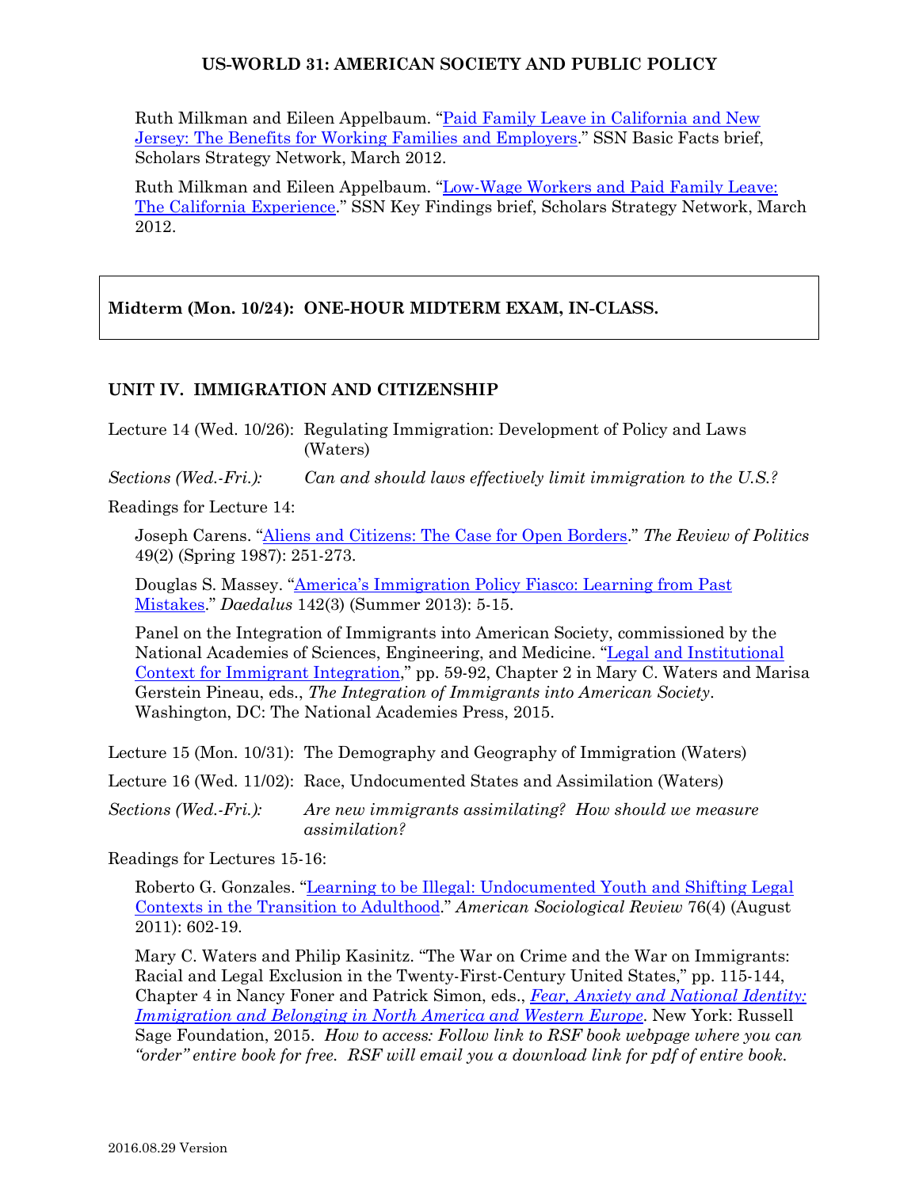Ruth Milkman and Eileen Appelbaum. "Paid Family Leave in California and New Jersey: The Benefits for Working Families and Employers." SSN Basic Facts brief, Scholars Strategy Network, March 2012.

Ruth Milkman and Eileen Appelbaum. "Low-Wage Workers and Paid Family Leave: The California Experience." SSN Key Findings brief, Scholars Strategy Network, March 2012.

**Midterm (Mon. 10/24): ONE-HOUR MIDTERM EXAM, IN-CLASS.**

## UNIT IV. IMMIGRATION AND CITIZENSHIP

Lecture 14 (Wed. 10/26): Regulating Immigration: Development of Policy and Laws (Waters)

*Sections (Wed.-Fri.): Can and should laws effectively limit immigration to the U.S.?*

Readings for Lecture 14:

Joseph Carens. "Aliens and Citizens: The Case for Open Borders." *The Review of Politics* 49(2) (Spring 1987): 251-273.

Douglas S. Massey. "America's Immigration Policy Fiasco: Learning from Past Mistakes." *Daedalus* 142(3) (Summer 2013): 5-15.

Panel on the Integration of Immigrants into American Society, commissioned by the National Academies of Sciences, Engineering, and Medicine. "Legal and Institutional Context for Immigrant Integration," pp. 59-92, Chapter 2 in Mary C. Waters and Marisa Gerstein Pineau, eds., *The Integration of Immigrants into American Society*. Washington, DC: The National Academies Press, 2015.

Lecture 15 (Mon. 10/31): The Demography and Geography of Immigration (Waters)

Lecture 16 (Wed. 11/02): Race, Undocumented States and Assimilation (Waters)

*Sections (Wed.-Fri.): Are new immigrants assimilating? How should we measure assimilation?*

Readings for Lectures 15-16:

Roberto G. Gonzales. "Learning to be Illegal: Undocumented Youth and Shifting Legal Contexts in the Transition to Adulthood." *American Sociological Review* 76(4) (August 2011): 602-19.

Mary C. Waters and Philip Kasinitz. "The War on Crime and the War on Immigrants: Racial and Legal Exclusion in the Twenty-First-Century United States," pp. 115-144, Chapter 4 in Nancy Foner and Patrick Simon, eds., *Fear, Anxiety and National Identity: Immigration and Belonging in North America and Western Europe*. New York: Russell Sage Foundation, 2015. *How to access: Follow link to RSF book webpage where you can "order" entire book for free. RSF will email you a download link for pdf of entire book.*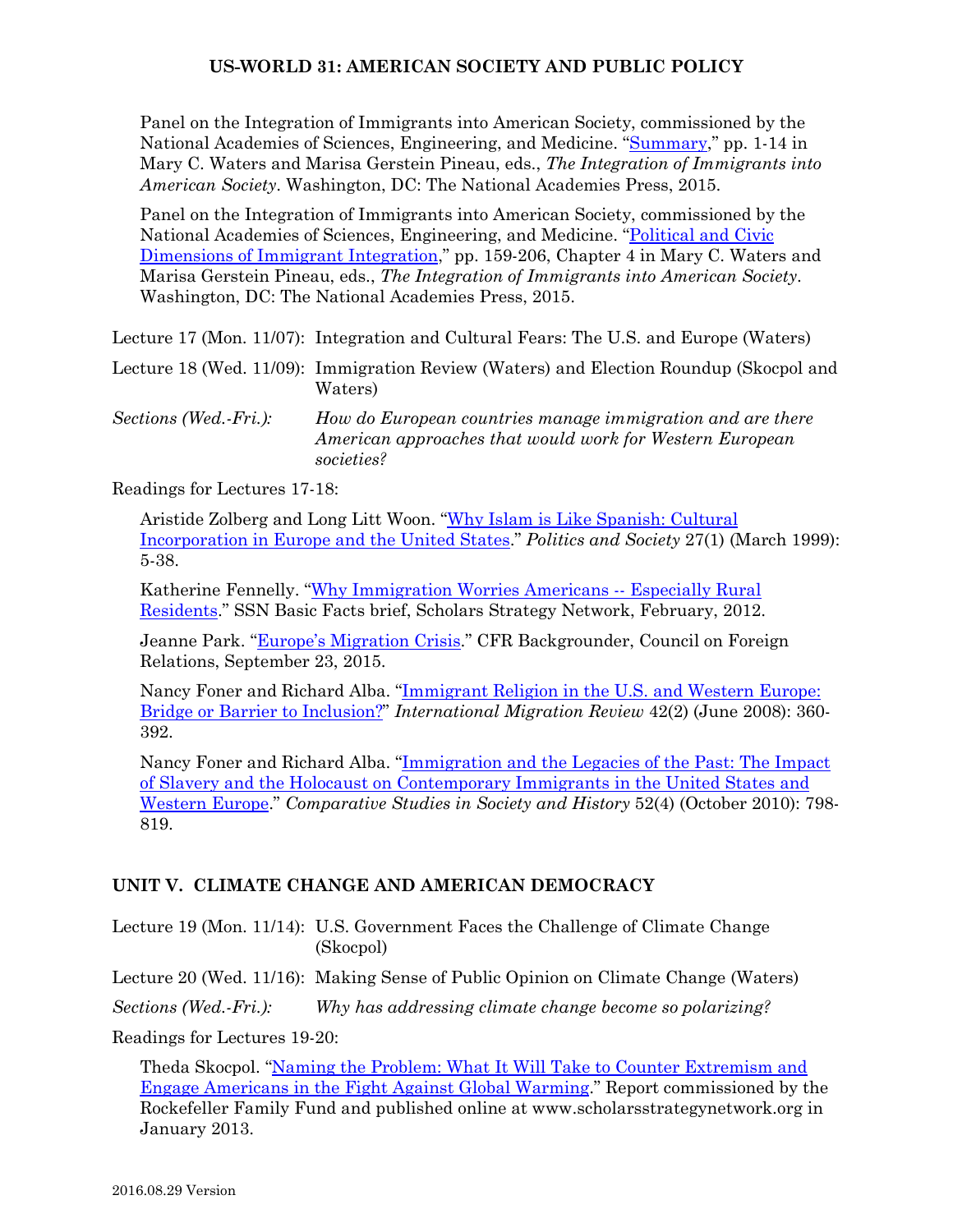Panel on the Integration of Immigrants into American Society, commissioned by the National Academies of Sciences, Engineering, and Medicine. "Summary," pp. 1-14 in Mary C. Waters and Marisa Gerstein Pineau, eds., *The Integration of Immigrants into American Society*. Washington, DC: The National Academies Press, 2015.

Panel on the Integration of Immigrants into American Society, commissioned by the National Academies of Sciences, Engineering, and Medicine. "Political and Civic Dimensions of Immigrant Integration," pp. 159-206, Chapter 4 in Mary C. Waters and Marisa Gerstein Pineau, eds., *The Integration of Immigrants into American Society*. Washington, DC: The National Academies Press, 2015.

Lecture 17 (Mon. 11/07): Integration and Cultural Fears: The U.S. and Europe (Waters)

Lecture 18 (Wed. 11/09): Immigration Review (Waters) and Election Roundup (Skocpol and Waters)

*Sections (Wed.-Fri.):* *How do European countries manage immigration and are there American approaches that would work for Western European societies?*

Readings for Lectures 17-18:

Aristide Zolberg and Long Litt Woon. "Why Islam is Like Spanish: Cultural Incorporation in Europe and the United States." *Politics and Society* 27(1) (March 1999): 5-38.

Katherine Fennelly. "Why Immigration Worries Americans -- Especially Rural Residents." SSN Basic Facts brief, Scholars Strategy Network, February, 2012.

Jeanne Park. "Europe's Migration Crisis." CFR Backgrounder, Council on Foreign Relations, September 23, 2015.

Nancy Foner and Richard Alba. "Immigrant Religion in the U.S. and Western Europe: Bridge or Barrier to Inclusion?" *International Migration Review* 42(2) (June 2008): 360-392.

Nancy Foner and Richard Alba. "Immigration and the Legacies of the Past: The Impact of Slavery and the Holocaust on Contemporary Immigrants in the United States and Western Europe." *Comparative Studies in Society and History* 52(4) (October 2010): 798-819.

## UNIT V. CLIMATE CHANGE AND AMERICAN DEMOCRACY

Lecture 19 (Mon. 11/14): U.S. Government Faces the Challenge of Climate Change (Skocpol)

Lecture 20 (Wed. 11/16): Making Sense of Public Opinion on Climate Change (Waters)

*Sections (Wed.-Fri.):* *Why has addressing climate change become so polarizing?*

Readings for Lectures 19-20:

Theda Skocpol. "Naming the Problem: What It Will Take to Counter Extremism and Engage Americans in the Fight Against Global Warming." Report commissioned by the Rockefeller Family Fund and published online at www.scholarsstrategynetwork.org in January 2013.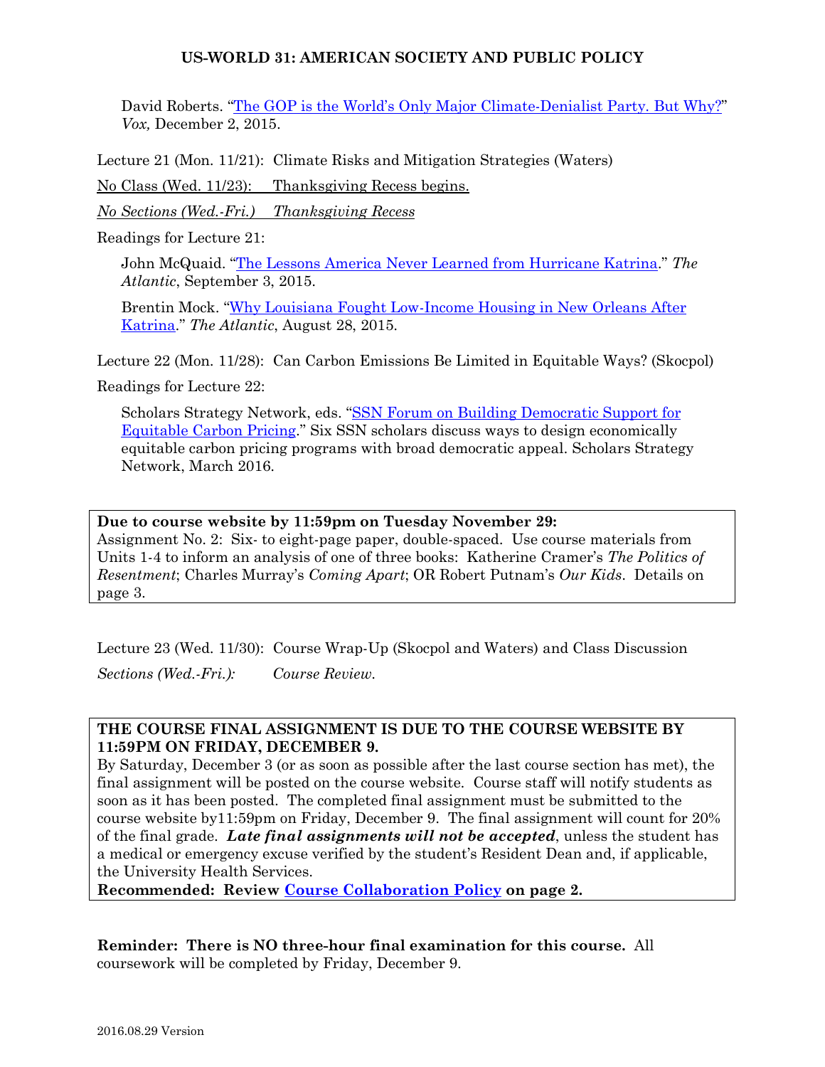David Roberts. "The GOP is the World's Only Major Climate-Denialist Party. But Why?" *Vox,* December 2, 2015.

Lecture 21 (Mon. 11/21): Climate Risks and Mitigation Strategies (Waters)

No Class (Wed. 11/23): Thanksgiving Recess begins.

*No Sections (Wed.-Fri.) Thanksgiving Recess*

Readings for Lecture 21:

John McQuaid. "The Lessons America Never Learned from Hurricane Katrina." *The Atlantic*, September 3, 2015.

Brentin Mock. "Why Louisiana Fought Low-Income Housing in New Orleans After Katrina." *The Atlantic*, August 28, 2015.

Lecture 22 (Mon. 11/28): Can Carbon Emissions Be Limited in Equitable Ways? (Skocpol)

Readings for Lecture 22:

Scholars Strategy Network, eds. "SSN Forum on Building Democratic Support for Equitable Carbon Pricing." Six SSN scholars discuss ways to design economically equitable carbon pricing programs with broad democratic appeal. Scholars Strategy Network, March 2016.

**Due to course website by 11:59pm on Tuesday November 29:**
Assignment No. 2: Six- to eight-page paper, double-spaced. Use course materials from Units 1-4 to inform an analysis of one of three books: Katherine Cramer's *The Politics of Resentment*; Charles Murray's *Coming Apart*; OR Robert Putnam's *Our Kids*. Details on page 3.

Lecture 23 (Wed. 11/30): Course Wrap-Up (Skocpol and Waters) and Class Discussion

*Sections (Wed.-Fri.): Course Review.*

**THE COURSE FINAL ASSIGNMENT IS DUE TO THE COURSE WEBSITE BY 11:59PM ON FRIDAY, DECEMBER 9.**
By Saturday, December 3 (or as soon as possible after the last course section has met), the final assignment will be posted on the course website. Course staff will notify students as soon as it has been posted. The completed final assignment must be submitted to the course website by11:59pm on Friday, December 9. The final assignment will count for 20% of the final grade. ***Late final assignments will not be accepted***, unless the student has a medical or emergency excuse verified by the student's Resident Dean and, if applicable, the University Health Services.
**Recommended: Review Course Collaboration Policy on page 2.**

**Reminder: There is NO three-hour final examination for this course.** All coursework will be completed by Friday, December 9.